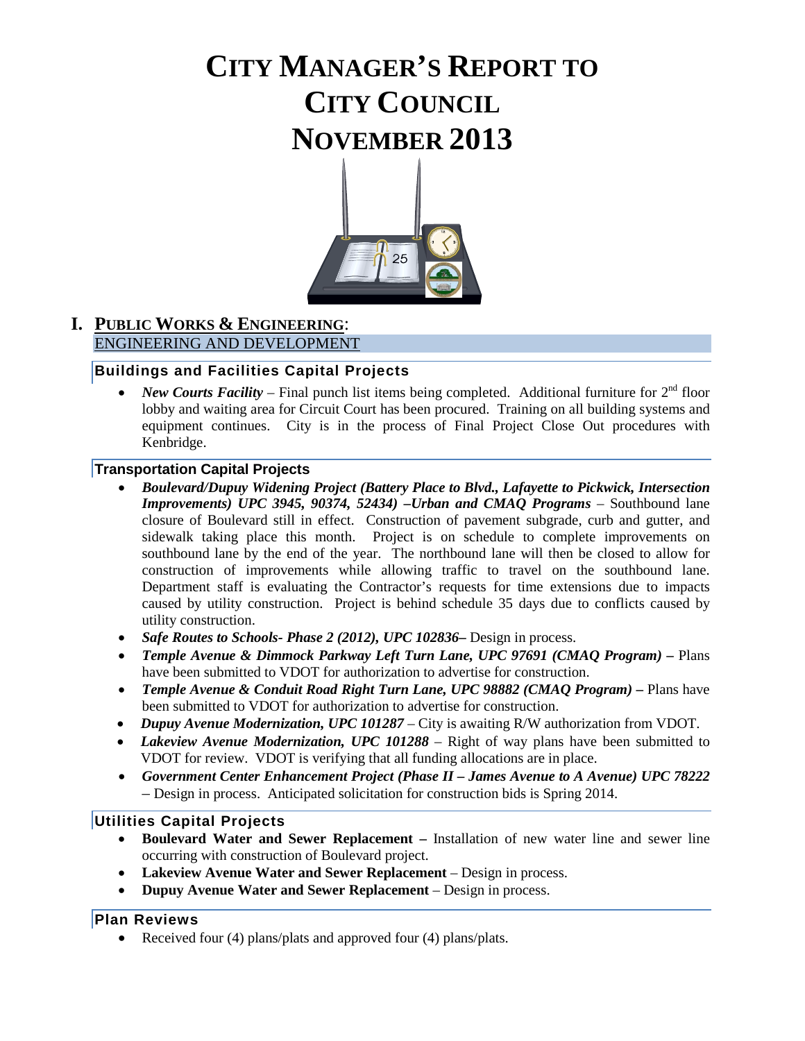# CITY MANAGER'S REPORT TO CITY COUNCIL NOVEMBER 2013

## I. PUBLIC WORKS & ENGINEERING:

ENGINEERING AND DEVELOPMENT

### Buildings and Facilities Capital Projects

- ***New Courts Facility*** – Final punch list items being completed. Additional furniture for 2nd floor lobby and waiting area for Circuit Court has been procured. Training on all building systems and equipment continues. City is in the process of Final Project Close Out procedures with Kenbridge.

### Transportation Capital Projects

- ***Boulevard/Dupuy Widening Project (Battery Place to Blvd., Lafayette to Pickwick, Intersection Improvements) UPC 3945, 90374, 52434) –Urban and CMAQ Programs*** – Southbound lane closure of Boulevard still in effect. Construction of pavement subgrade, curb and gutter, and sidewalk taking place this month. Project is on schedule to complete improvements on southbound lane by the end of the year. The northbound lane will then be closed to allow for construction of improvements while allowing traffic to travel on the southbound lane. Department staff is evaluating the Contractor's requests for time extensions due to impacts caused by utility construction. Project is behind schedule 35 days due to conflicts caused by utility construction.
- ***Safe Routes to Schools- Phase 2 (2012), UPC 102836–*** Design in process.
- ***Temple Avenue & Dimmock Parkway Left Turn Lane, UPC 97691 (CMAQ Program) –*** Plans have been submitted to VDOT for authorization to advertise for construction.
- ***Temple Avenue & Conduit Road Right Turn Lane, UPC 98882 (CMAQ Program) –*** Plans have been submitted to VDOT for authorization to advertise for construction.
- ***Dupuy Avenue Modernization, UPC 101287*** – City is awaiting R/W authorization from VDOT.
- ***Lakeview Avenue Modernization, UPC 101288*** – Right of way plans have been submitted to VDOT for review. VDOT is verifying that all funding allocations are in place.
- ***Government Center Enhancement Project (Phase II – James Avenue to A Avenue) UPC 78222*** – Design in process. Anticipated solicitation for construction bids is Spring 2014.

### Utilities Capital Projects

- **Boulevard Water and Sewer Replacement –** Installation of new water line and sewer line occurring with construction of Boulevard project.
- **Lakeview Avenue Water and Sewer Replacement** – Design in process.
- **Dupuy Avenue Water and Sewer Replacement** – Design in process.

### Plan Reviews

- Received four (4) plans/plats and approved four (4) plans/plats.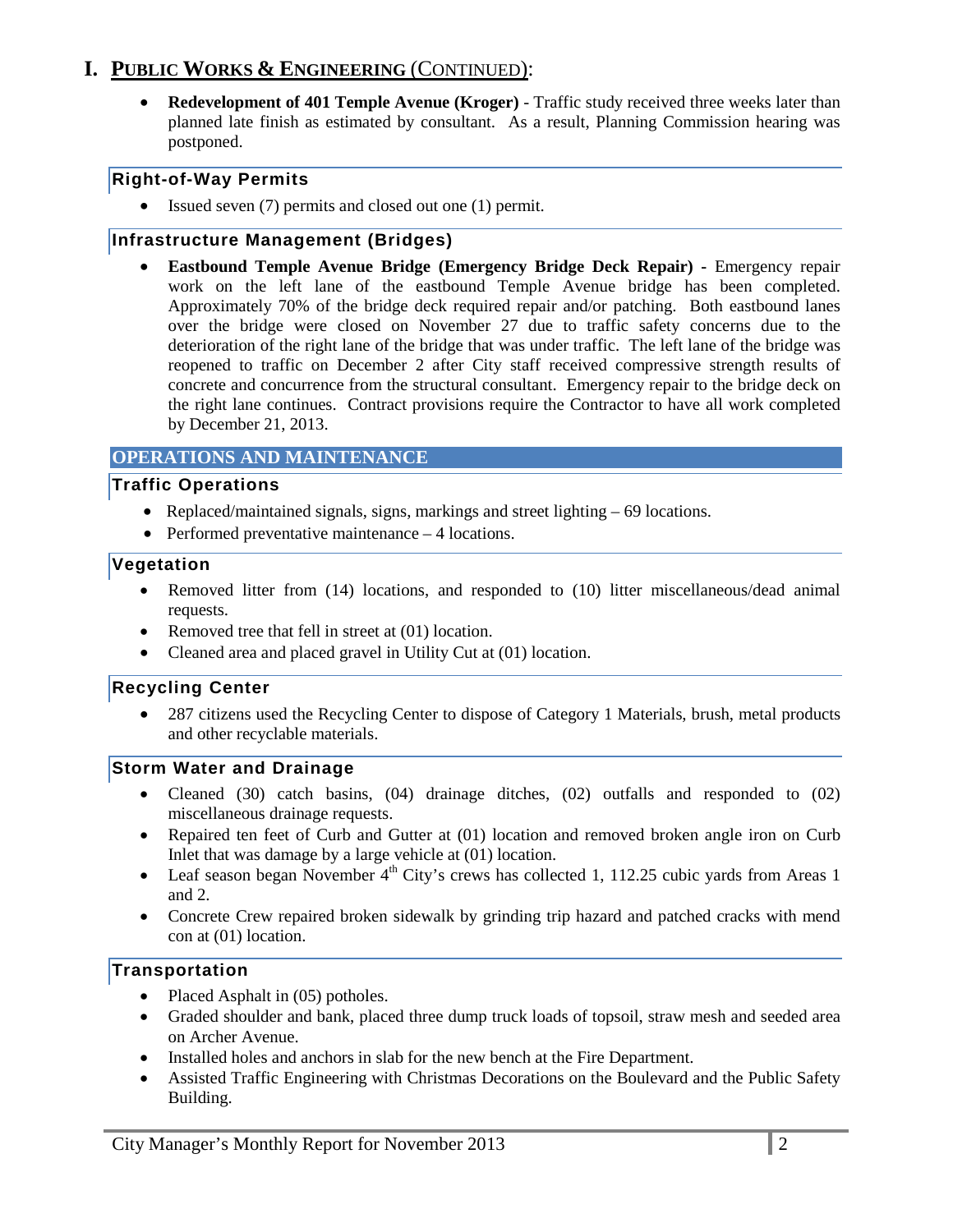# I. PUBLIC WORKS & ENGINEERING (CONTINUED):

- **Redevelopment of 401 Temple Avenue (Kroger)** - Traffic study received three weeks later than planned late finish as estimated by consultant. As a result, Planning Commission hearing was postponed.

### Right-of-Way Permits

- Issued seven (7) permits and closed out one (1) permit.

### Infrastructure Management (Bridges)

- **Eastbound Temple Avenue Bridge (Emergency Bridge Deck Repair) -** Emergency repair work on the left lane of the eastbound Temple Avenue bridge has been completed. Approximately 70% of the bridge deck required repair and/or patching. Both eastbound lanes over the bridge were closed on November 27 due to traffic safety concerns due to the deterioration of the right lane of the bridge that was under traffic. The left lane of the bridge was reopened to traffic on December 2 after City staff received compressive strength results of concrete and concurrence from the structural consultant. Emergency repair to the bridge deck on the right lane continues. Contract provisions require the Contractor to have all work completed by December 21, 2013.

## OPERATIONS AND MAINTENANCE

### Traffic Operations

- Replaced/maintained signals, signs, markings and street lighting – 69 locations.
- Performed preventative maintenance – 4 locations.

### Vegetation

- Removed litter from (14) locations, and responded to (10) litter miscellaneous/dead animal requests.
- Removed tree that fell in street at (01) location.
- Cleaned area and placed gravel in Utility Cut at (01) location.

### Recycling Center

- 287 citizens used the Recycling Center to dispose of Category 1 Materials, brush, metal products and other recyclable materials.

### Storm Water and Drainage

- Cleaned (30) catch basins, (04) drainage ditches, (02) outfalls and responded to (02) miscellaneous drainage requests.
- Repaired ten feet of Curb and Gutter at (01) location and removed broken angle iron on Curb Inlet that was damage by a large vehicle at (01) location.
- Leaf season began November 4th City's crews has collected 1, 112.25 cubic yards from Areas 1 and 2.
- Concrete Crew repaired broken sidewalk by grinding trip hazard and patched cracks with mend con at (01) location.

### Transportation

- Placed Asphalt in (05) potholes.
- Graded shoulder and bank, placed three dump truck loads of topsoil, straw mesh and seeded area on Archer Avenue.
- Installed holes and anchors in slab for the new bench at the Fire Department.
- Assisted Traffic Engineering with Christmas Decorations on the Boulevard and the Public Safety Building.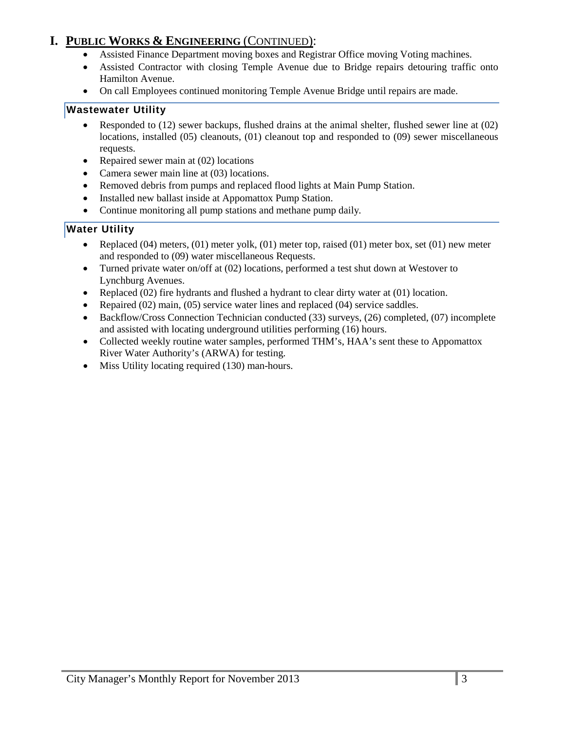# I. PUBLIC WORKS & ENGINEERING (CONTINUED):

- Assisted Finance Department moving boxes and Registrar Office moving Voting machines.
- Assisted Contractor with closing Temple Avenue due to Bridge repairs detouring traffic onto Hamilton Avenue.
- On call Employees continued monitoring Temple Avenue Bridge until repairs are made.

## Wastewater Utility

- Responded to (12) sewer backups, flushed drains at the animal shelter, flushed sewer line at (02) locations, installed (05) cleanouts, (01) cleanout top and responded to (09) sewer miscellaneous requests.
- Repaired sewer main at (02) locations
- Camera sewer main line at (03) locations.
- Removed debris from pumps and replaced flood lights at Main Pump Station.
- Installed new ballast inside at Appomattox Pump Station.
- Continue monitoring all pump stations and methane pump daily.

## Water Utility

- Replaced (04) meters, (01) meter yolk, (01) meter top, raised (01) meter box, set (01) new meter and responded to (09) water miscellaneous Requests.
- Turned private water on/off at (02) locations, performed a test shut down at Westover to Lynchburg Avenues.
- Replaced (02) fire hydrants and flushed a hydrant to clear dirty water at (01) location.
- Repaired (02) main, (05) service water lines and replaced (04) service saddles.
- Backflow/Cross Connection Technician conducted (33) surveys, (26) completed, (07) incomplete and assisted with locating underground utilities performing (16) hours.
- Collected weekly routine water samples, performed THM's, HAA's sent these to Appomattox River Water Authority's (ARWA) for testing.
- Miss Utility locating required (130) man-hours.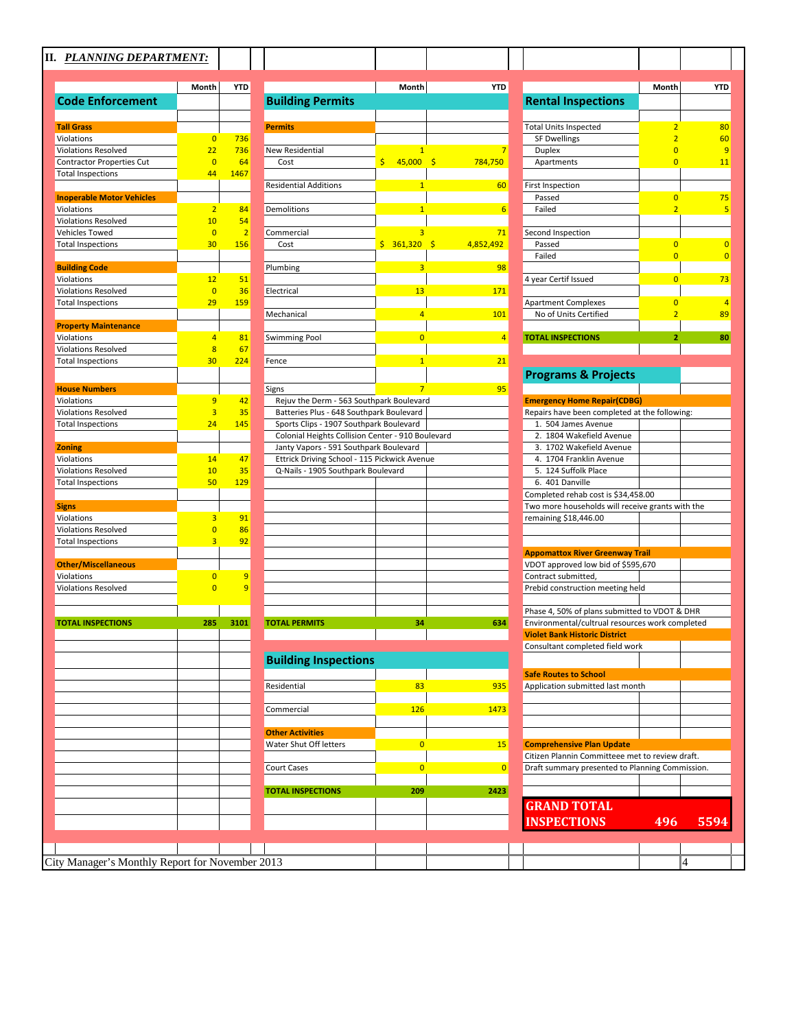## II. *PLANNING DEPARTMENT:*

### Code Enforcement

| | Month | YTD |
|---|---|---|
| **Tall Grass** | | |
| Violations | 0 | 736 |
| Violations Resolved | 22 | 736 |
| Contractor Properties Cut | 0 | 64 |
| Total Inspections | 44 | 1467 |
| **Inoperable Motor Vehicles** | | |
| Violations | 2 | 84 |
| Violations Resolved | 10 | 54 |
| Vehicles Towed | 0 | 2 |
| Total Inspections | 30 | 156 |
| **Building Code** | | |
| Violations | 12 | 51 |
| Violations Resolved | 0 | 36 |
| Total Inspections | 29 | 159 |
| **Property Maintenance** | | |
| Violations | 4 | 81 |
| Violations Resolved | 8 | 67 |
| Total Inspections | 30 | 224 |
| **House Numbers** | | |
| Violations | 9 | 42 |
| Violations Resolved | 3 | 35 |
| Total Inspections | 24 | 145 |
| **Zoning** | | |
| Violations | 14 | 47 |
| Violations Resolved | 10 | 35 |
| Total Inspections | 50 | 129 |
| **Signs** | | |
| Violations | 3 | 91 |
| Violations Resolved | 0 | 86 |
| Total Inspections | 3 | 92 |
| **Other/Miscellaneous** | | |
| Violations | 0 | 9 |
| Violations Resolved | 0 | 9 |
| **TOTAL INSPECTIONS** | **285** | **3101** |

### Building Permits

| | Month | YTD |
|---|---|---|
| **Permits** | | |
| New Residential | 1 | 7 |
| Cost | $ 45,000 | $ 784,750 |
| Residential Additions | 1 | 60 |
| Demolitions | 1 | 6 |
| Commercial | 3 | 71 |
| Cost | $ 361,320 | $ 4,852,492 |
| Plumbing | 3 | 98 |
| Electrical | 13 | 171 |
| Mechanical | 4 | 101 |
| Swimming Pool | 0 | 4 |
| Fence | 1 | 21 |
| Signs | 7 | 95 |
| **TOTAL PERMITS** | **34** | **634** |

Signs:
- Rejuv the Derm - 563 Southpark Boulevard
- Batteries Plus - 648 Southpark Boulevard
- Sports Clips - 1907 Southpark Boulevard
- Colonial Heights Collision Center - 910 Boulevard
- Janty Vapors - 591 Southpark Boulevard
- Ettrick Driving School - 115 Pickwick Avenue
- Q-Nails - 1905 Southpark Boulevard

### Building Inspections

| | Month | YTD |
|---|---|---|
| Residential | 83 | 935 |
| Commercial | 126 | 1473 |
| **Other Activities** | | |
| Water Shut Off letters | 0 | 15 |
| Court Cases | 0 | 0 |
| **TOTAL INSPECTIONS** | **209** | **2423** |

### Rental Inspections

| | Month | YTD |
|---|---|---|
| Total Units Inspected | 2 | 80 |
| SF Dwellings | 2 | 60 |
| Duplex | 0 | 9 |
| Apartments | 0 | 11 |
| First Inspection | | |
| Passed | 0 | 75 |
| Failed | 2 | 5 |
| Second Inspection | | |
| Passed | 0 | 0 |
| Failed | 0 | 0 |
| 4 year Certif Issued | 0 | 73 |
| Apartment Complexes | 0 | 4 |
| No of Units Certified | 2 | 89 |
| **TOTAL INSPECTIONS** | **2** | **80** |

### Programs & Projects

**Emergency Home Repair(CDBG)**

Repairs have been completed at the following:
1. 504 James Avenue
2. 1804 Wakefield Avenue
3. 1702 Wakefield Avenue
4. 1704 Franklin Avenue
5. 124 Suffolk Place
6. 401 Danville

Completed rehab cost is $34,458.00

Two more households will receive grants with the remaining $18,446.00

**Appomattox River Greenway Trail**

VDOT approved low bid of $595,670

Contract submitted,

Prebid construction meeting held

Phase 4, 50% of plans submitted to VDOT & DHR

Environmental/cultrual resources work completed

**Violet Bank Historic District**

Consultant completed field work

**Safe Routes to School**

Application submitted last month

**Comprehensive Plan Update**

Citizen Plannin Committeee met to review draft.

Draft summary presented to Planning Commission.

| | Month | YTD |
|---|---|---|
| **GRAND TOTAL INSPECTIONS** | **496** | **5594** |

City Manager's Monthly Report for November 2013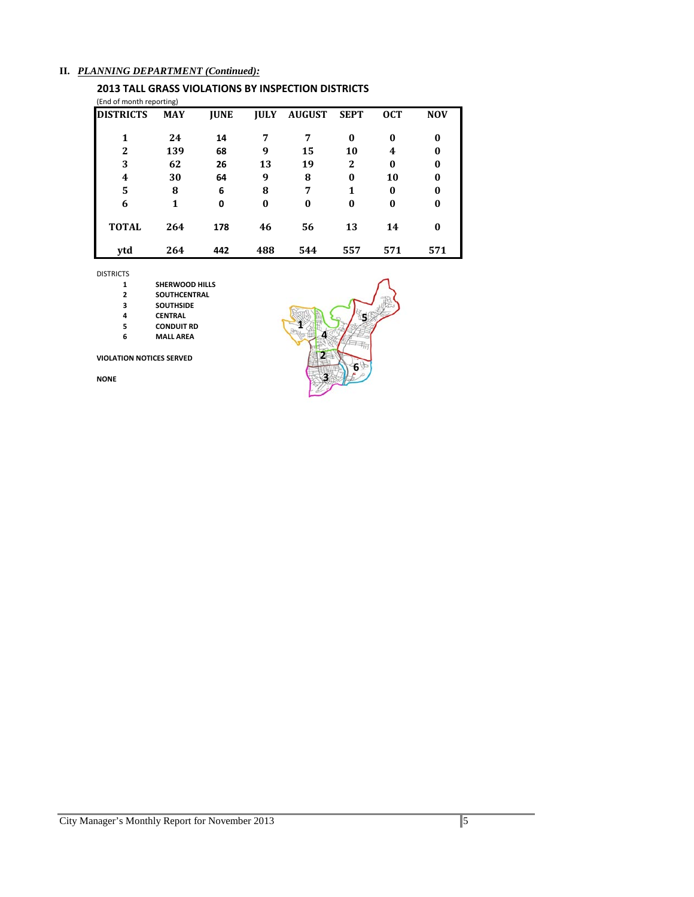## II. *PLANNING DEPARTMENT (Continued):*

### 2013 TALL GRASS VIOLATIONS BY INSPECTION DISTRICTS

(End of month reporting)

| DISTRICTS | MAY | JUNE | JULY | AUGUST | SEPT | OCT | NOV |
|---|---|---|---|---|---|---|---|
| 1 | 24 | 14 | 7 | 7 | 0 | 0 | 0 |
| 2 | 139 | 68 | 9 | 15 | 10 | 4 | 0 |
| 3 | 62 | 26 | 13 | 19 | 2 | 0 | 0 |
| 4 | 30 | 64 | 9 | 8 | 0 | 10 | 0 |
| 5 | 8 | 6 | 8 | 7 | 1 | 0 | 0 |
| 6 | 1 | 0 | 0 | 0 | 0 | 0 | 0 |
| TOTAL | 264 | 178 | 46 | 56 | 13 | 14 | 0 |
| ytd | 264 | 442 | 488 | 544 | 557 | 571 | 571 |

DISTRICTS

| | |
|---|---|
| 1 | SHERWOOD HILLS |
| 2 | SOUTHCENTRAL |
| 3 | SOUTHSIDE |
| 4 | CENTRAL |
| 5 | CONDUIT RD |
| 6 | MALL AREA |

**VIOLATION NOTICES SERVED**

**NONE**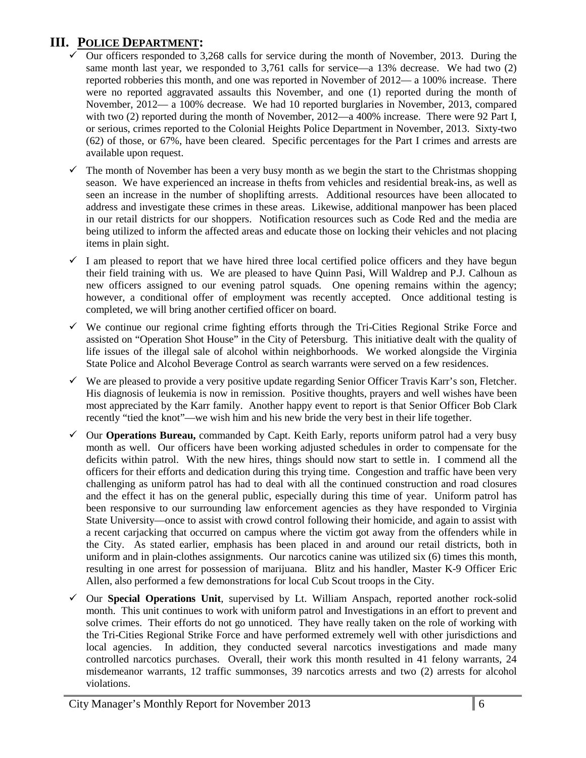## III. POLICE DEPARTMENT:

- ✓ Our officers responded to 3,268 calls for service during the month of November, 2013. During the same month last year, we responded to 3,761 calls for service—a 13% decrease. We had two (2) reported robberies this month, and one was reported in November of 2012— a 100% increase. There were no reported aggravated assaults this November, and one (1) reported during the month of November, 2012— a 100% decrease. We had 10 reported burglaries in November, 2013, compared with two (2) reported during the month of November, 2012—a 400% increase. There were 92 Part I, or serious, crimes reported to the Colonial Heights Police Department in November, 2013. Sixty-two (62) of those, or 67%, have been cleared. Specific percentages for the Part I crimes and arrests are available upon request.
- ✓ The month of November has been a very busy month as we begin the start to the Christmas shopping season. We have experienced an increase in thefts from vehicles and residential break-ins, as well as seen an increase in the number of shoplifting arrests. Additional resources have been allocated to address and investigate these crimes in these areas. Likewise, additional manpower has been placed in our retail districts for our shoppers. Notification resources such as Code Red and the media are being utilized to inform the affected areas and educate those on locking their vehicles and not placing items in plain sight.
- ✓ I am pleased to report that we have hired three local certified police officers and they have begun their field training with us. We are pleased to have Quinn Pasi, Will Waldrep and P.J. Calhoun as new officers assigned to our evening patrol squads. One opening remains within the agency; however, a conditional offer of employment was recently accepted. Once additional testing is completed, we will bring another certified officer on board.
- ✓ We continue our regional crime fighting efforts through the Tri-Cities Regional Strike Force and assisted on "Operation Shot House" in the City of Petersburg. This initiative dealt with the quality of life issues of the illegal sale of alcohol within neighborhoods. We worked alongside the Virginia State Police and Alcohol Beverage Control as search warrants were served on a few residences.
- ✓ We are pleased to provide a very positive update regarding Senior Officer Travis Karr's son, Fletcher. His diagnosis of leukemia is now in remission. Positive thoughts, prayers and well wishes have been most appreciated by the Karr family. Another happy event to report is that Senior Officer Bob Clark recently "tied the knot"—we wish him and his new bride the very best in their life together.
- ✓ Our **Operations Bureau,** commanded by Capt. Keith Early, reports uniform patrol had a very busy month as well. Our officers have been working adjusted schedules in order to compensate for the deficits within patrol. With the new hires, things should now start to settle in. I commend all the officers for their efforts and dedication during this trying time. Congestion and traffic have been very challenging as uniform patrol has had to deal with all the continued construction and road closures and the effect it has on the general public, especially during this time of year. Uniform patrol has been responsive to our surrounding law enforcement agencies as they have responded to Virginia State University—once to assist with crowd control following their homicide, and again to assist with a recent carjacking that occurred on campus where the victim got away from the offenders while in the City. As stated earlier, emphasis has been placed in and around our retail districts, both in uniform and in plain-clothes assignments. Our narcotics canine was utilized six (6) times this month, resulting in one arrest for possession of marijuana. Blitz and his handler, Master K-9 Officer Eric Allen, also performed a few demonstrations for local Cub Scout troops in the City.
- ✓ Our **Special Operations Unit**, supervised by Lt. William Anspach, reported another rock-solid month. This unit continues to work with uniform patrol and Investigations in an effort to prevent and solve crimes. Their efforts do not go unnoticed. They have really taken on the role of working with the Tri-Cities Regional Strike Force and have performed extremely well with other jurisdictions and local agencies. In addition, they conducted several narcotics investigations and made many controlled narcotics purchases. Overall, their work this month resulted in 41 felony warrants, 24 misdemeanor warrants, 12 traffic summonses, 39 narcotics arrests and two (2) arrests for alcohol violations.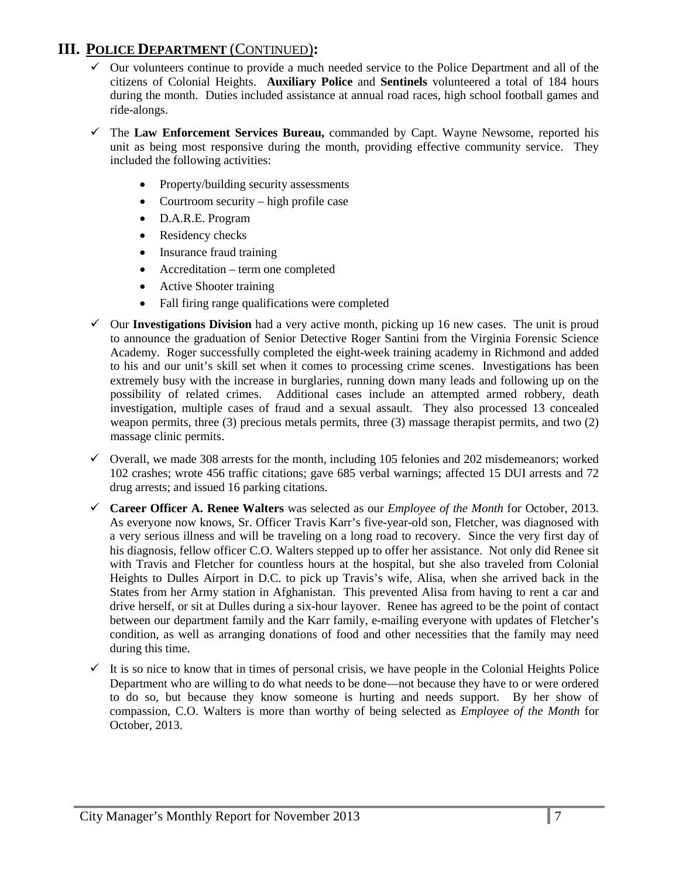## III. POLICE DEPARTMENT (CONTINUED):

- ✓ Our volunteers continue to provide a much needed service to the Police Department and all of the citizens of Colonial Heights. **Auxiliary Police** and **Sentinels** volunteered a total of 184 hours during the month. Duties included assistance at annual road races, high school football games and ride-alongs.
- ✓ The **Law Enforcement Services Bureau,** commanded by Capt. Wayne Newsome, reported his unit as being most responsive during the month, providing effective community service. They included the following activities:
  - Property/building security assessments
  - Courtroom security – high profile case
  - D.A.R.E. Program
  - Residency checks
  - Insurance fraud training
  - Accreditation – term one completed
  - Active Shooter training
  - Fall firing range qualifications were completed
- ✓ Our **Investigations Division** had a very active month, picking up 16 new cases. The unit is proud to announce the graduation of Senior Detective Roger Santini from the Virginia Forensic Science Academy. Roger successfully completed the eight-week training academy in Richmond and added to his and our unit's skill set when it comes to processing crime scenes. Investigations has been extremely busy with the increase in burglaries, running down many leads and following up on the possibility of related crimes. Additional cases include an attempted armed robbery, death investigation, multiple cases of fraud and a sexual assault. They also processed 13 concealed weapon permits, three (3) precious metals permits, three (3) massage therapist permits, and two (2) massage clinic permits.
- ✓ Overall, we made 308 arrests for the month, including 105 felonies and 202 misdemeanors; worked 102 crashes; wrote 456 traffic citations; gave 685 verbal warnings; affected 15 DUI arrests and 72 drug arrests; and issued 16 parking citations.
- ✓ **Career Officer A. Renee Walters** was selected as our *Employee of the Month* for October, 2013. As everyone now knows, Sr. Officer Travis Karr's five-year-old son, Fletcher, was diagnosed with a very serious illness and will be traveling on a long road to recovery. Since the very first day of his diagnosis, fellow officer C.O. Walters stepped up to offer her assistance. Not only did Renee sit with Travis and Fletcher for countless hours at the hospital, but she also traveled from Colonial Heights to Dulles Airport in D.C. to pick up Travis's wife, Alisa, when she arrived back in the States from her Army station in Afghanistan. This prevented Alisa from having to rent a car and drive herself, or sit at Dulles during a six-hour layover. Renee has agreed to be the point of contact between our department family and the Karr family, e-mailing everyone with updates of Fletcher's condition, as well as arranging donations of food and other necessities that the family may need during this time.
- ✓ It is so nice to know that in times of personal crisis, we have people in the Colonial Heights Police Department who are willing to do what needs to be done—not because they have to or were ordered to do so, but because they know someone is hurting and needs support. By her show of compassion, C.O. Walters is more than worthy of being selected as *Employee of the Month* for October, 2013.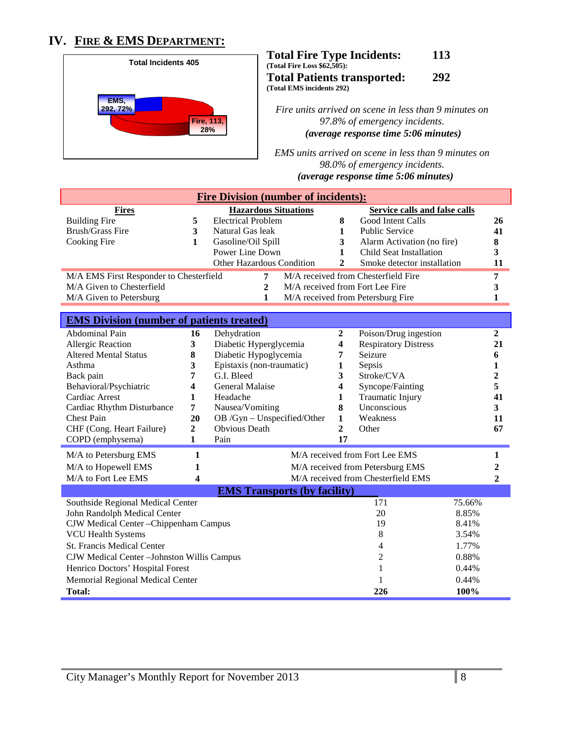## IV. FIRE & EMS DEPARTMENT:

**Total Incidents 405**

- EMS, 292, 72%
- Fire, 113, 28%

**Total Fire Type Incidents: 113**
(Total Fire Loss $62,505):

**Total Patients transported: 292**
(Total EMS incidents 292)

*Fire units arrived on scene in less than 9 minutes on 97.8% of emergency incidents.*
***(average response time 5:06 minutes)***

*EMS units arrived on scene in less than 9 minutes on 98.0% of emergency incidents.*
***(average response time 5:06 minutes)***

### Fire Division (number of incidents):

| Fires | | Hazardous Situations | | Service calls and false calls | |
|---|---|---|---|---|---|
| Building Fire | 5 | Electrical Problem | 8 | Good Intent Calls | 26 |
| Brush/Grass Fire | 3 | Natural Gas leak | 1 | Public Service | 41 |
| Cooking Fire | 1 | Gasoline/Oil Spill | 3 | Alarm Activation (no fire) | 8 |
| | | Power Line Down | 1 | Child Seat Installation | 3 |
| | | Other Hazardous Condition | 2 | Smoke detector installation | 11 |

| | | | |
|---|---|---|---|
| M/A EMS First Responder to Chesterfield | 7 | M/A received from Chesterfield Fire | 7 |
| M/A Given to Chesterfield | 2 | M/A received from Fort Lee Fire | 3 |
| M/A Given to Petersburg | 1 | M/A received from Petersburg Fire | 1 |

### EMS Division (number of patients treated)

| | | | | | |
|---|---|---|---|---|---|
| Abdominal Pain | 16 | Dehydration | 2 | Poison/Drug ingestion | 2 |
| Allergic Reaction | 3 | Diabetic Hyperglycemia | 4 | Respiratory Distress | 21 |
| Altered Mental Status | 8 | Diabetic Hypoglycemia | 7 | Seizure | 6 |
| Asthma | 3 | Epistaxis (non-traumatic) | 1 | Sepsis | 1 |
| Back pain | 7 | G.I. Bleed | 3 | Stroke/CVA | 2 |
| Behavioral/Psychiatric | 4 | General Malaise | 4 | Syncope/Fainting | 5 |
| Cardiac Arrest | 1 | Headache | 1 | Traumatic Injury | 41 |
| Cardiac Rhythm Disturbance | 7 | Nausea/Vomiting | 8 | Unconscious | 3 |
| Chest Pain | 20 | OB /Gyn – Unspecified/Other | 1 | Weakness | 11 |
| CHF (Cong. Heart Failure) | 2 | Obvious Death | 2 | Other | 67 |
| COPD (emphysema) | 1 | Pain | 17 | | |

| | | | |
|---|---|---|---|
| M/A to Petersburg EMS | 1 | M/A received from Fort Lee EMS | 1 |
| M/A to Hopewell EMS | 1 | M/A received from Petersburg EMS | 2 |
| M/A to Fort Lee EMS | 4 | M/A received from Chesterfield EMS | 2 |

### EMS Transports (by facility)

| Facility | Transports | Percent |
|---|---|---|
| Southside Regional Medical Center | 171 | 75.66% |
| John Randolph Medical Center | 20 | 8.85% |
| CJW Medical Center –Chippenham Campus | 19 | 8.41% |
| VCU Health Systems | 8 | 3.54% |
| St. Francis Medical Center | 4 | 1.77% |
| CJW Medical Center –Johnston Willis Campus | 2 | 0.88% |
| Henrico Doctors' Hospital Forest | 1 | 0.44% |
| Memorial Regional Medical Center | 1 | 0.44% |
| **Total:** | **226** | **100%** |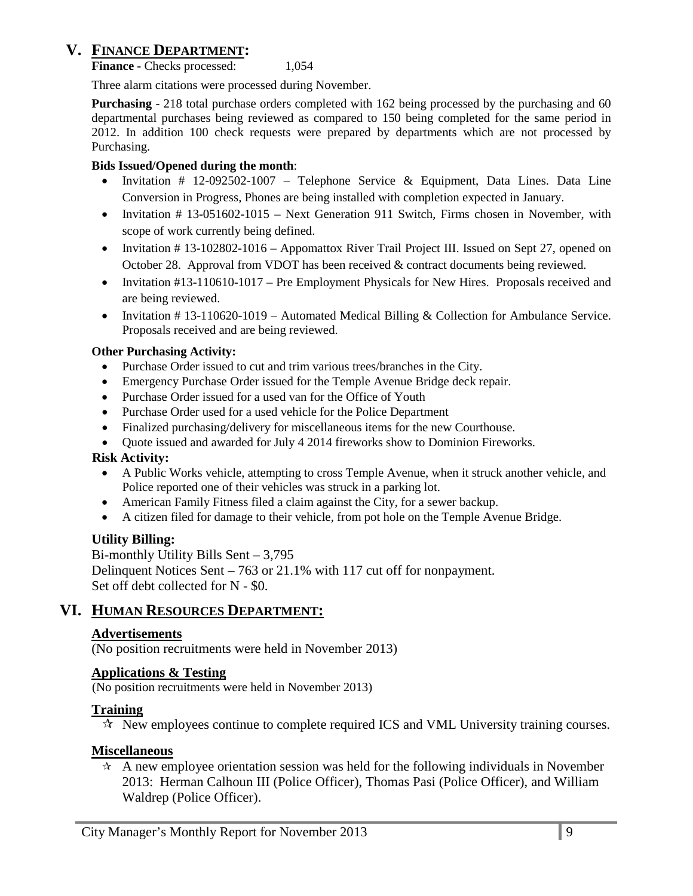# V. FINANCE DEPARTMENT:

**Finance -** Checks processed: 1,054

Three alarm citations were processed during November.

**Purchasing** - 218 total purchase orders completed with 162 being processed by the purchasing and 60 departmental purchases being reviewed as compared to 150 being completed for the same period in 2012. In addition 100 check requests were prepared by departments which are not processed by Purchasing.

**Bids Issued/Opened during the month**:

- Invitation # 12-092502-1007 – Telephone Service & Equipment, Data Lines. Data Line Conversion in Progress, Phones are being installed with completion expected in January.
- Invitation # 13-051602-1015 – Next Generation 911 Switch, Firms chosen in November, with scope of work currently being defined.
- Invitation # 13-102802-1016 – Appomattox River Trail Project III. Issued on Sept 27, opened on October 28. Approval from VDOT has been received & contract documents being reviewed.
- Invitation #13-110610-1017 – Pre Employment Physicals for New Hires. Proposals received and are being reviewed.
- Invitation # 13-110620-1019 – Automated Medical Billing & Collection for Ambulance Service. Proposals received and are being reviewed.

**Other Purchasing Activity:**

- Purchase Order issued to cut and trim various trees/branches in the City.
- Emergency Purchase Order issued for the Temple Avenue Bridge deck repair.
- Purchase Order issued for a used van for the Office of Youth
- Purchase Order used for a used vehicle for the Police Department
- Finalized purchasing/delivery for miscellaneous items for the new Courthouse.
- Quote issued and awarded for July 4 2014 fireworks show to Dominion Fireworks.

**Risk Activity:**

- A Public Works vehicle, attempting to cross Temple Avenue, when it struck another vehicle, and Police reported one of their vehicles was struck in a parking lot.
- American Family Fitness filed a claim against the City, for a sewer backup.
- A citizen filed for damage to their vehicle, from pot hole on the Temple Avenue Bridge.

**Utility Billing:**

Bi-monthly Utility Bills Sent – 3,795
Delinquent Notices Sent – 763 or 21.1% with 117 cut off for nonpayment.
Set off debt collected for N - $0.

# VI. HUMAN RESOURCES DEPARTMENT:

## Advertisements

(No position recruitments were held in November 2013)

## Applications & Testing

(No position recruitments were held in November 2013)

## Training

- ✰ New employees continue to complete required ICS and VML University training courses.

## Miscellaneous

- ✰ A new employee orientation session was held for the following individuals in November 2013: Herman Calhoun III (Police Officer), Thomas Pasi (Police Officer), and William Waldrep (Police Officer).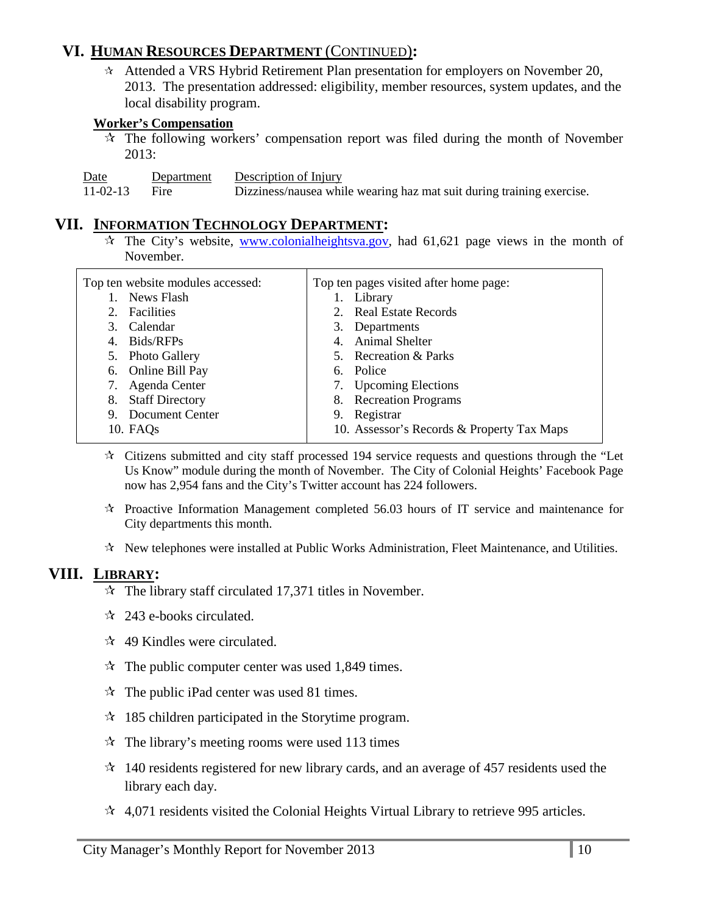## VI. HUMAN RESOURCES DEPARTMENT (CONTINUED):

- ☆ Attended a VRS Hybrid Retirement Plan presentation for employers on November 20, 2013. The presentation addressed: eligibility, member resources, system updates, and the local disability program.

**Worker's Compensation**

- ☆ The following workers' compensation report was filed during the month of November 2013:

| Date | Department | Description of Injury |
|---|---|---|
| 11-02-13 | Fire | Dizziness/nausea while wearing haz mat suit during training exercise. |

## VII. INFORMATION TECHNOLOGY DEPARTMENT:

- ☆ The City's website, www.colonialheightsva.gov, had 61,621 page views in the month of November.

| Top ten website modules accessed: | Top ten pages visited after home page: |
|---|---|
| 1. News Flash | 1. Library |
| 2. Facilities | 2. Real Estate Records |
| 3. Calendar | 3. Departments |
| 4. Bids/RFPs | 4. Animal Shelter |
| 5. Photo Gallery | 5. Recreation & Parks |
| 6. Online Bill Pay | 6. Police |
| 7. Agenda Center | 7. Upcoming Elections |
| 8. Staff Directory | 8. Recreation Programs |
| 9. Document Center | 9. Registrar |
| 10. FAQs | 10. Assessor's Records & Property Tax Maps |

- ☆ Citizens submitted and city staff processed 194 service requests and questions through the "Let Us Know" module during the month of November. The City of Colonial Heights' Facebook Page now has 2,954 fans and the City's Twitter account has 224 followers.
- ☆ Proactive Information Management completed 56.03 hours of IT service and maintenance for City departments this month.
- ☆ New telephones were installed at Public Works Administration, Fleet Maintenance, and Utilities.

## VIII. LIBRARY:

- ☆ The library staff circulated 17,371 titles in November.
- ☆ 243 e-books circulated.
- ☆ 49 Kindles were circulated.
- ☆ The public computer center was used 1,849 times.
- ☆ The public iPad center was used 81 times.
- ☆ 185 children participated in the Storytime program.
- ☆ The library's meeting rooms were used 113 times
- ☆ 140 residents registered for new library cards, and an average of 457 residents used the library each day.
- ☆ 4,071 residents visited the Colonial Heights Virtual Library to retrieve 995 articles.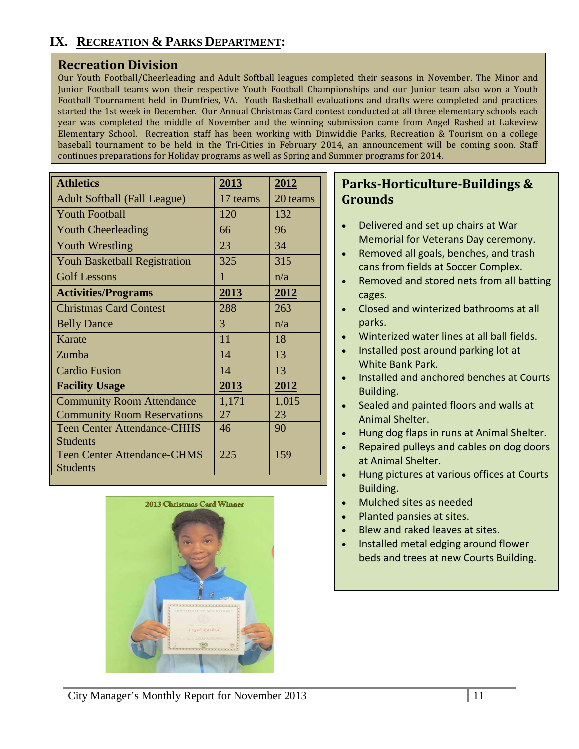## IX. RECREATION & PARKS DEPARTMENT:

### Recreation Division

Our Youth Football/Cheerleading and Adult Softball leagues completed their seasons in November. The Minor and Junior Football teams won their respective Youth Football Championships and our Junior team also won a Youth Football Tournament held in Dumfries, VA. Youth Basketball evaluations and drafts were completed and practices started the 1st week in December. Our Annual Christmas Card contest conducted at all three elementary schools each year was completed the middle of November and the winning submission came from Angel Rashed at Lakeview Elementary School. Recreation staff has been working with Dinwiddie Parks, Recreation & Tourism on a college baseball tournament to be held in the Tri-Cities in February 2014, an announcement will be coming soon. Staff continues preparations for Holiday programs as well as Spring and Summer programs for 2014.

| **Athletics** | **2013** | **2012** |
|---|---|---|
| Adult Softball (Fall League) | 17 teams | 20 teams |
| Youth Football | 120 | 132 |
| Youth Cheerleading | 66 | 96 |
| Youth Wrestling | 23 | 34 |
| Youh Basketball Registration | 325 | 315 |
| Golf Lessons | 1 | n/a |
| **Activities/Programs** | **2013** | **2012** |
| Christmas Card Contest | 288 | 263 |
| Belly Dance | 3 | n/a |
| Karate | 11 | 18 |
| Zumba | 14 | 13 |
| Cardio Fusion | 14 | 13 |
| **Facility Usage** | **2013** | **2012** |
| Community Room Attendance | 1,171 | 1,015 |
| Community Room Reservations | 27 | 23 |
| Teen Center Attendance-CHHS Students | 46 | 90 |
| Teen Center Attendance-CHMS Students | 225 | 159 |

2013 Christmas Card Winner

### Parks-Horticulture-Buildings & Grounds

- Delivered and set up chairs at War Memorial for Veterans Day ceremony.
- Removed all goals, benches, and trash cans from fields at Soccer Complex.
- Removed and stored nets from all batting cages.
- Closed and winterized bathrooms at all parks.
- Winterized water lines at all ball fields.
- Installed post around parking lot at White Bank Park.
- Installed and anchored benches at Courts Building.
- Sealed and painted floors and walls at Animal Shelter.
- Hung dog flaps in runs at Animal Shelter.
- Repaired pulleys and cables on dog doors at Animal Shelter.
- Hung pictures at various offices at Courts Building.
- Mulched sites as needed
- Planted pansies at sites.
- Blew and raked leaves at sites.
- Installed metal edging around flower beds and trees at new Courts Building.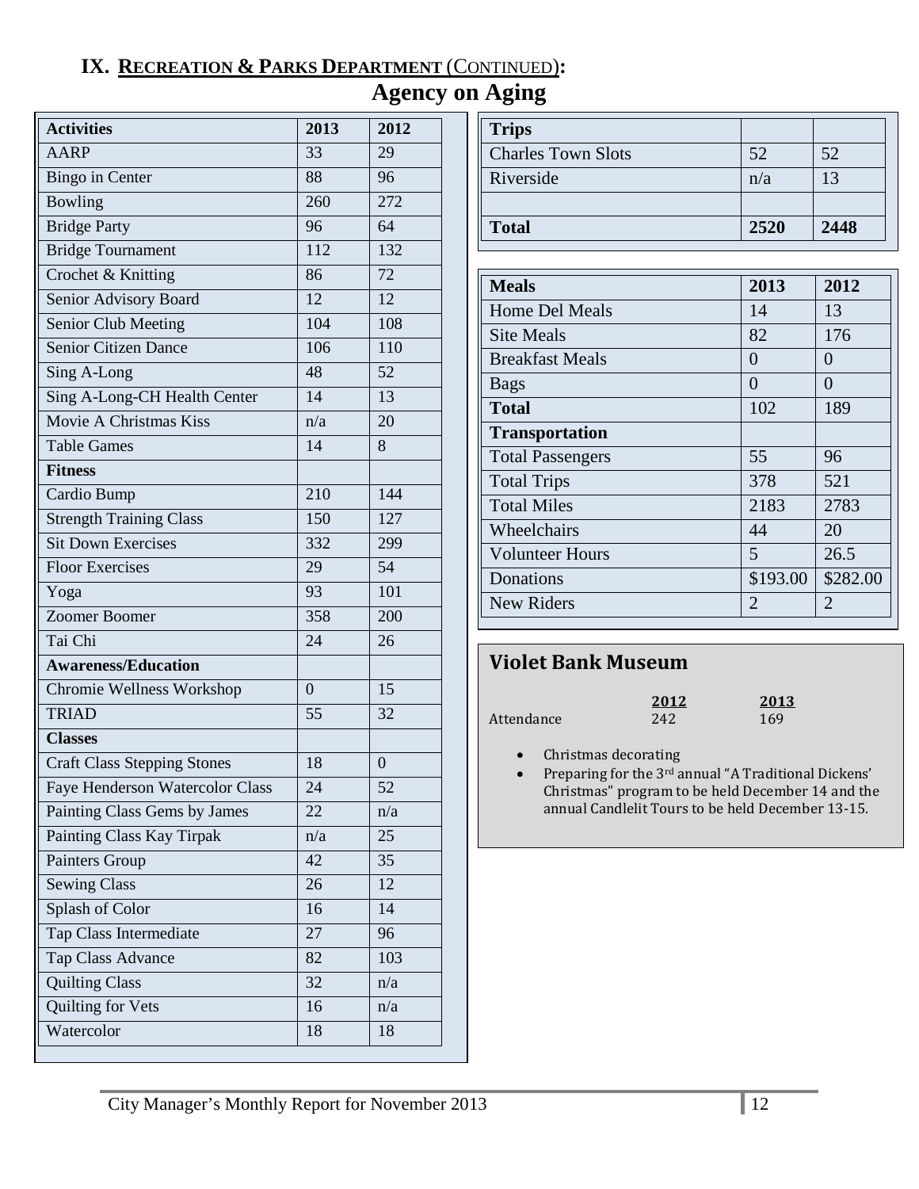## IX. Recreation & Parks Department (Continued):

# Agency on Aging

| Activities | 2013 | 2012 |
|---|---|---|
| AARP | 33 | 29 |
| Bingo in Center | 88 | 96 |
| Bowling | 260 | 272 |
| Bridge Party | 96 | 64 |
| Bridge Tournament | 112 | 132 |
| Crochet & Knitting | 86 | 72 |
| Senior Advisory Board | 12 | 12 |
| Senior Club Meeting | 104 | 108 |
| Senior Citizen Dance | 106 | 110 |
| Sing A-Long | 48 | 52 |
| Sing A-Long-CH Health Center | 14 | 13 |
| Movie A Christmas Kiss | n/a | 20 |
| Table Games | 14 | 8 |
| **Fitness** | | |
| Cardio Bump | 210 | 144 |
| Strength Training Class | 150 | 127 |
| Sit Down Exercises | 332 | 299 |
| Floor Exercises | 29 | 54 |
| Yoga | 93 | 101 |
| Zoomer Boomer | 358 | 200 |
| Tai Chi | 24 | 26 |
| **Awareness/Education** | | |
| Chromie Wellness Workshop | 0 | 15 |
| TRIAD | 55 | 32 |
| **Classes** | | |
| Craft Class Stepping Stones | 18 | 0 |
| Faye Henderson Watercolor Class | 24 | 52 |
| Painting Class Gems by James | 22 | n/a |
| Painting Class Kay Tirpak | n/a | 25 |
| Painters Group | 42 | 35 |
| Sewing Class | 26 | 12 |
| Splash of Color | 16 | 14 |
| Tap Class Intermediate | 27 | 96 |
| Tap Class Advance | 82 | 103 |
| Quilting Class | 32 | n/a |
| Quilting for Vets | 16 | n/a |
| Watercolor | 18 | 18 |
| **Trips** | | |
| Charles Town Slots | 52 | 52 |
| Riverside | n/a | 13 |
| | | |
| **Total** | **2520** | **2448** |

| Meals | 2013 | 2012 |
|---|---|---|
| Home Del Meals | 14 | 13 |
| Site Meals | 82 | 176 |
| Breakfast Meals | 0 | 0 |
| Bags | 0 | 0 |
| **Total** | 102 | 189 |
| **Transportation** | | |
| Total Passengers | 55 | 96 |
| Total Trips | 378 | 521 |
| Total Miles | 2183 | 2783 |
| Wheelchairs | 44 | 20 |
| Volunteer Hours | 5 | 26.5 |
| Donations | $193.00 | $282.00 |
| New Riders | 2 | 2 |

## Violet Bank Museum

| | 2012 | 2013 |
|---|---|---|
| Attendance | 242 | 169 |

- Christmas decorating
- Preparing for the 3rd annual "A Traditional Dickens' Christmas" program to be held December 14 and the annual Candlelit Tours to be held December 13-15.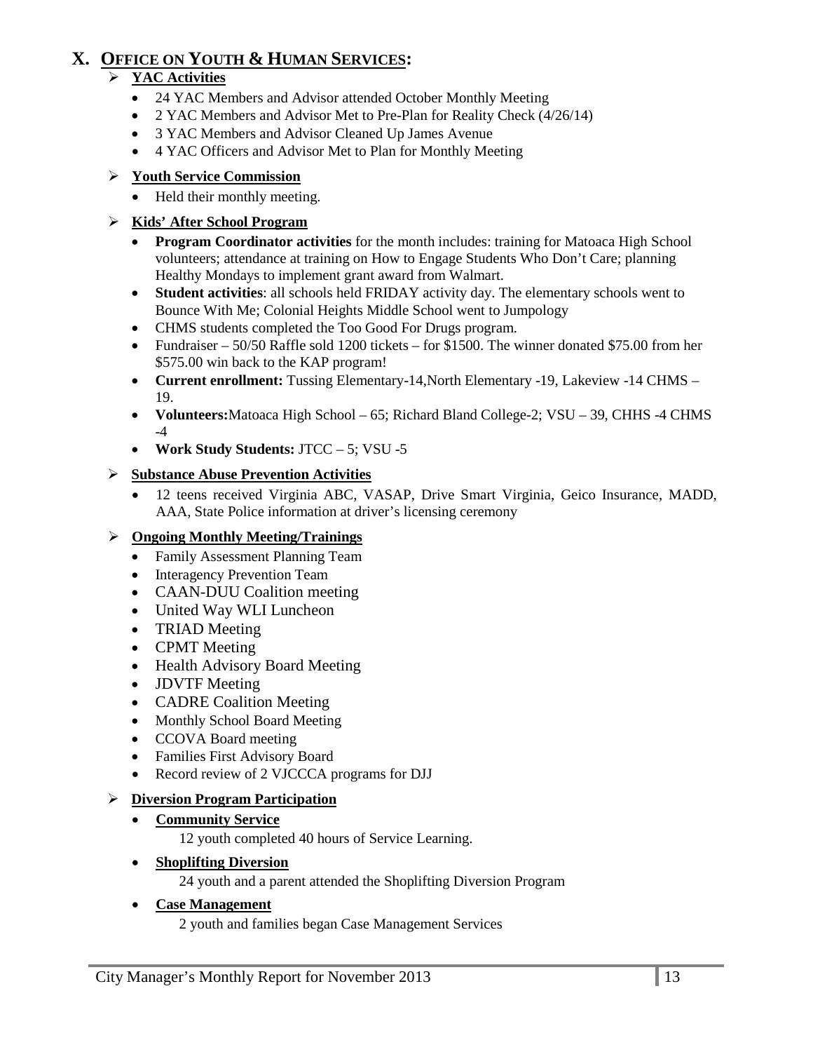# X. Office on Youth & Human Services:

- **YAC Activities**
  - 24 YAC Members and Advisor attended October Monthly Meeting
  - 2 YAC Members and Advisor Met to Pre-Plan for Reality Check (4/26/14)
  - 3 YAC Members and Advisor Cleaned Up James Avenue
  - 4 YAC Officers and Advisor Met to Plan for Monthly Meeting

- **Youth Service Commission**
  - Held their monthly meeting.

- **Kids' After School Program**
  - **Program Coordinator activities** for the month includes: training for Matoaca High School volunteers; attendance at training on How to Engage Students Who Don't Care; planning Healthy Mondays to implement grant award from Walmart.
  - **Student activities**: all schools held FRIDAY activity day. The elementary schools went to Bounce With Me; Colonial Heights Middle School went to Jumpology
  - CHMS students completed the Too Good For Drugs program.
  - Fundraiser – 50/50 Raffle sold 1200 tickets – for $1500. The winner donated $75.00 from her $575.00 win back to the KAP program!
  - **Current enrollment:** Tussing Elementary-14,North Elementary -19, Lakeview -14 CHMS – 19.
  - **Volunteers:**Matoaca High School – 65; Richard Bland College-2; VSU – 39, CHHS -4 CHMS -4
  - **Work Study Students:** JTCC – 5; VSU -5

- **Substance Abuse Prevention Activities**
  - 12 teens received Virginia ABC, VASAP, Drive Smart Virginia, Geico Insurance, MADD, AAA, State Police information at driver's licensing ceremony

- **Ongoing Monthly Meeting/Trainings**
  - Family Assessment Planning Team
  - Interagency Prevention Team
  - CAAN-DUU Coalition meeting
  - United Way WLI Luncheon
  - TRIAD Meeting
  - CPMT Meeting
  - Health Advisory Board Meeting
  - JDVTF Meeting
  - CADRE Coalition Meeting
  - Monthly School Board Meeting
  - CCOVA Board meeting
  - Families First Advisory Board
  - Record review of 2 VJCCCA programs for DJJ

- **Diversion Program Participation**
  - **Community Service**
    
    12 youth completed 40 hours of Service Learning.
  - **Shoplifting Diversion**
    
    24 youth and a parent attended the Shoplifting Diversion Program
  - **Case Management**
    
    2 youth and families began Case Management Services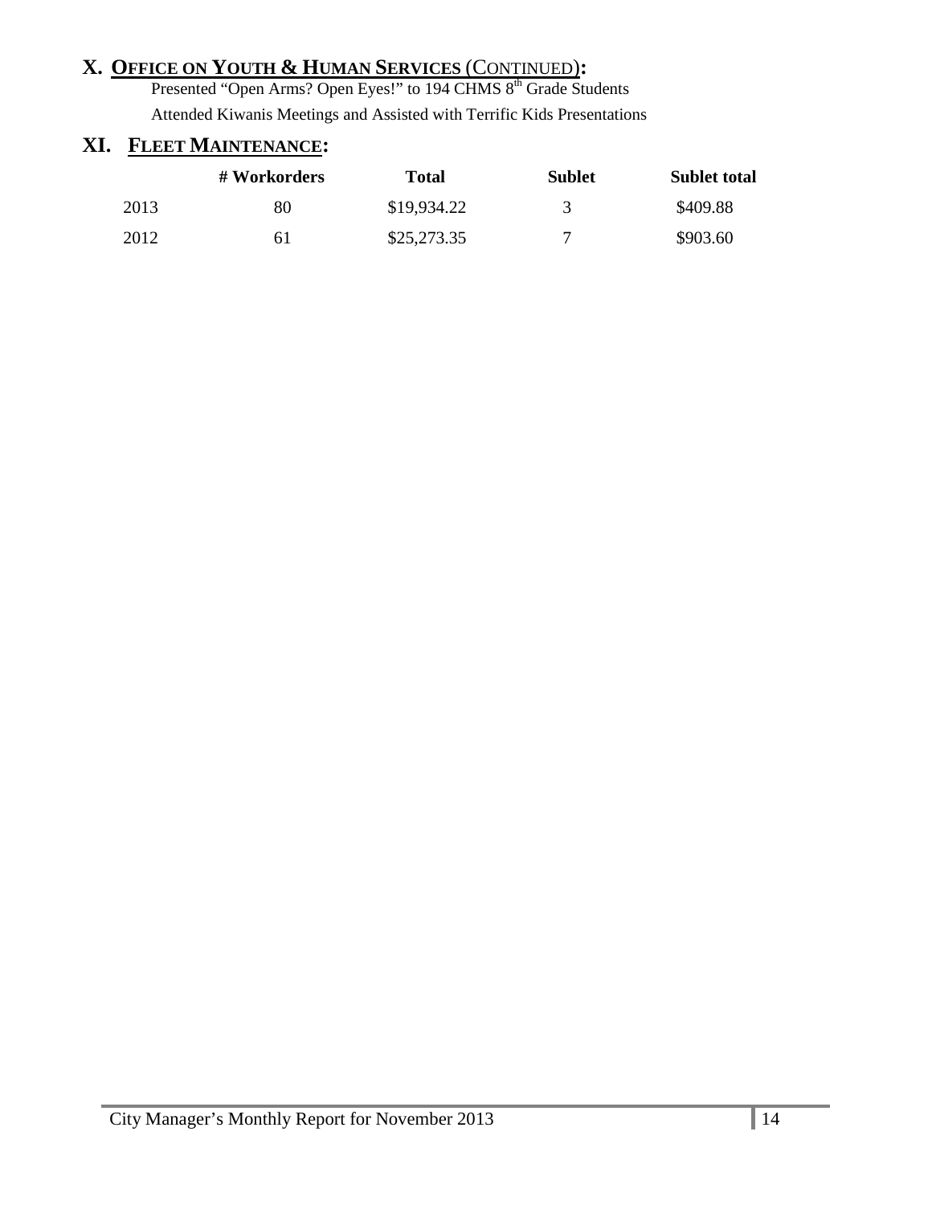## X. OFFICE ON YOUTH & HUMAN SERVICES (CONTINUED):

Presented "Open Arms? Open Eyes!" to 194 CHMS 8th Grade Students

Attended Kiwanis Meetings and Assisted with Terrific Kids Presentations

## XI. FLEET MAINTENANCE:

| | # Workorders | Total | Sublet | Sublet total |
|---|---|---|---|---|
| 2013 | 80 | $19,934.22 | 3 | $409.88 |
| 2012 | 61 | $25,273.35 | 7 | $903.60 |